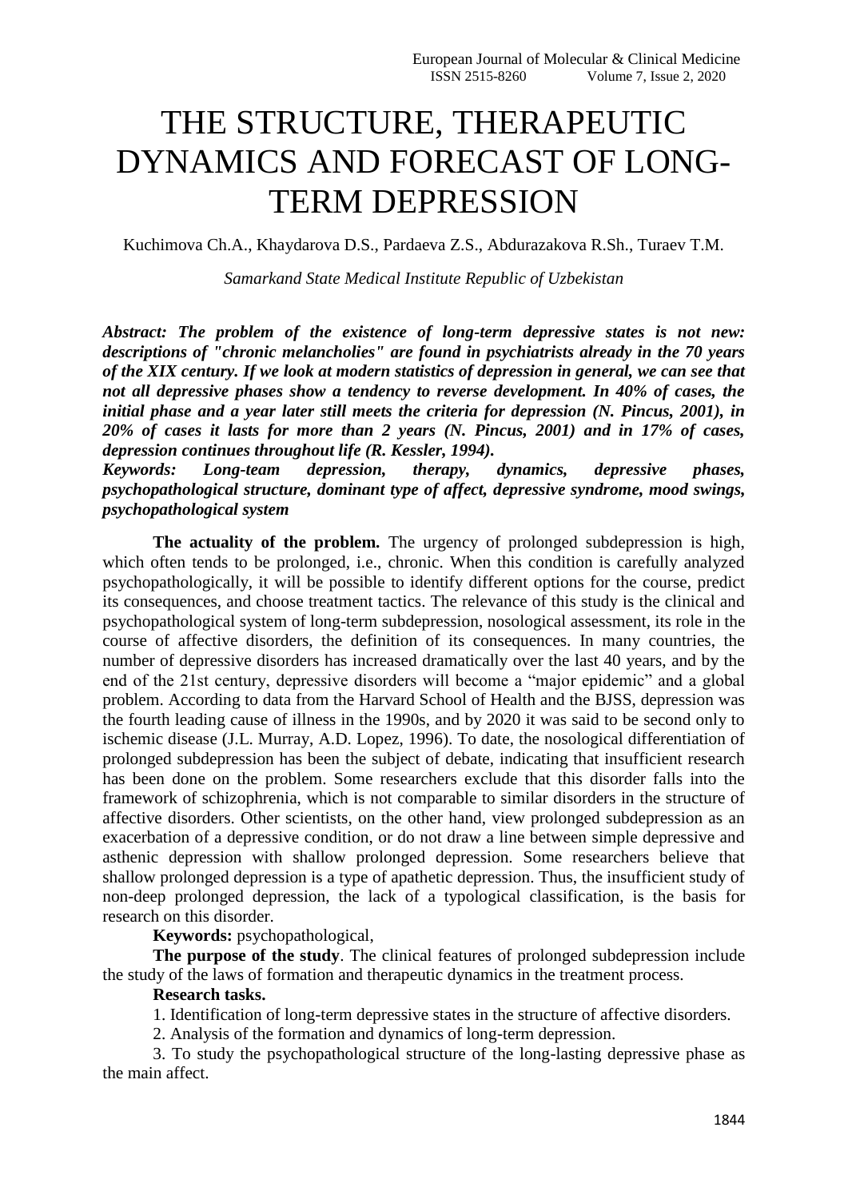# THE STRUCTURE, THERAPEUTIC DYNAMICS AND FORECAST OF LONG-TERM DEPRESSION

Kuchimova Ch.A., Khaydarova D.S., Pardaeva Z.S., Abdurazakova R.Sh., Turaev T.M.

*Samarkand State Medical Institute Republic of Uzbekistan*

***Abstract: The problem of the existence of long-term depressive states is not new: descriptions of "chronic melancholies" are found in psychiatrists already in the 70 years of the XIX century. If we look at modern statistics of depression in general, we can see that not all depressive phases show a tendency to reverse development. In 40% of cases, the initial phase and a year later still meets the criteria for depression (N. Pincus, 2001), in 20% of cases it lasts for more than 2 years (N. Pincus, 2001) and in 17% of cases, depression continues throughout life (R. Kessler, 1994).***

***Keywords: Long-team depression, therapy, dynamics, depressive phases, psychopathological structure, dominant type of affect, depressive syndrome, mood swings, psychopathological system***

**The actuality of the problem.** The urgency of prolonged subdepression is high, which often tends to be prolonged, i.e., chronic. When this condition is carefully analyzed psychopathologically, it will be possible to identify different options for the course, predict its consequences, and choose treatment tactics. The relevance of this study is the clinical and psychopathological system of long-term subdepression, nosological assessment, its role in the course of affective disorders, the definition of its consequences. In many countries, the number of depressive disorders has increased dramatically over the last 40 years, and by the end of the 21st century, depressive disorders will become a "major epidemic" and a global problem. According to data from the Harvard School of Health and the BJSS, depression was the fourth leading cause of illness in the 1990s, and by 2020 it was said to be second only to ischemic disease (J.L. Murray, A.D. Lopez, 1996). To date, the nosological differentiation of prolonged subdepression has been the subject of debate, indicating that insufficient research has been done on the problem. Some researchers exclude that this disorder falls into the framework of schizophrenia, which is not comparable to similar disorders in the structure of affective disorders. Other scientists, on the other hand, view prolonged subdepression as an exacerbation of a depressive condition, or do not draw a line between simple depressive and asthenic depression with shallow prolonged depression. Some researchers believe that shallow prolonged depression is a type of apathetic depression. Thus, the insufficient study of non-deep prolonged depression, the lack of a typological classification, is the basis for research on this disorder.

**Keywords:** psychopathological,

**The purpose of the study**. The clinical features of prolonged subdepression include the study of the laws of formation and therapeutic dynamics in the treatment process.

**Research tasks.**

1. Identification of long-term depressive states in the structure of affective disorders.
2. Analysis of the formation and dynamics of long-term depression.
3. To study the psychopathological structure of the long-lasting depressive phase as the main affect.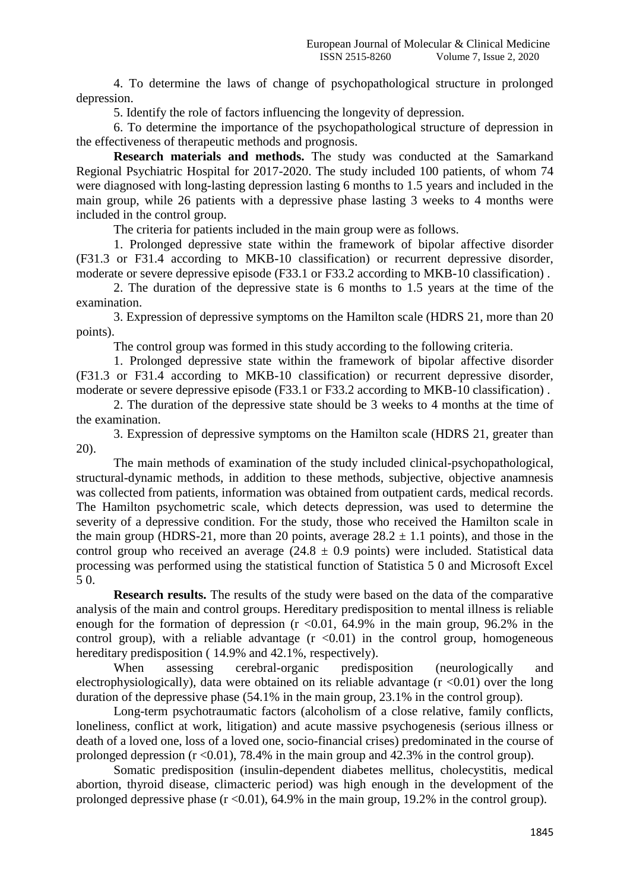4. To determine the laws of change of psychopathological structure in prolonged depression.

5. Identify the role of factors influencing the longevity of depression.

6. To determine the importance of the psychopathological structure of depression in the effectiveness of therapeutic methods and prognosis.

**Research materials and methods.** The study was conducted at the Samarkand Regional Psychiatric Hospital for 2017-2020. The study included 100 patients, of whom 74 were diagnosed with long-lasting depression lasting 6 months to 1.5 years and included in the main group, while 26 patients with a depressive phase lasting 3 weeks to 4 months were included in the control group.

The criteria for patients included in the main group were as follows.

1. Prolonged depressive state within the framework of bipolar affective disorder (F31.3 or F31.4 according to MKB-10 classification) or recurrent depressive disorder, moderate or severe depressive episode (F33.1 or F33.2 according to MKB-10 classification) .

2. The duration of the depressive state is 6 months to 1.5 years at the time of the examination.

3. Expression of depressive symptoms on the Hamilton scale (HDRS 21, more than 20 points).

The control group was formed in this study according to the following criteria.

1. Prolonged depressive state within the framework of bipolar affective disorder (F31.3 or F31.4 according to MKB-10 classification) or recurrent depressive disorder, moderate or severe depressive episode (F33.1 or F33.2 according to MKB-10 classification) .

2. The duration of the depressive state should be 3 weeks to 4 months at the time of the examination.

3. Expression of depressive symptoms on the Hamilton scale (HDRS 21, greater than 20).

The main methods of examination of the study included clinical-psychopathological, structural-dynamic methods, in addition to these methods, subjective, objective anamnesis was collected from patients, information was obtained from outpatient cards, medical records. The Hamilton psychometric scale, which detects depression, was used to determine the severity of a depressive condition. For the study, those who received the Hamilton scale in the main group (HDRS-21, more than 20 points, average $28.2 \pm 1.1$ points), and those in the control group who received an average ($24.8 \pm 0.9$ points) were included. Statistical data processing was performed using the statistical function of Statistica 5 0 and Microsoft Excel 5 0.

**Research results.** The results of the study were based on the data of the comparative analysis of the main and control groups. Hereditary predisposition to mental illness is reliable enough for the formation of depression ($r < 0.01$, 64.9% in the main group, 96.2% in the control group), with a reliable advantage ($r < 0.01$) in the control group, homogeneous hereditary predisposition ( 14.9% and 42.1%, respectively).

When assessing cerebral-organic predisposition (neurologically and electrophysiologically), data were obtained on its reliable advantage ($r < 0.01$) over the long duration of the depressive phase (54.1% in the main group, 23.1% in the control group).

Long-term psychotraumatic factors (alcoholism of a close relative, family conflicts, loneliness, conflict at work, litigation) and acute massive psychogenesis (serious illness or death of a loved one, loss of a loved one, socio-financial crises) predominated in the course of prolonged depression ($r < 0.01$), 78.4% in the main group and 42.3% in the control group).

Somatic predisposition (insulin-dependent diabetes mellitus, cholecystitis, medical abortion, thyroid disease, climacteric period) was high enough in the development of the prolonged depressive phase ($r < 0.01$), 64.9% in the main group, 19.2% in the control group).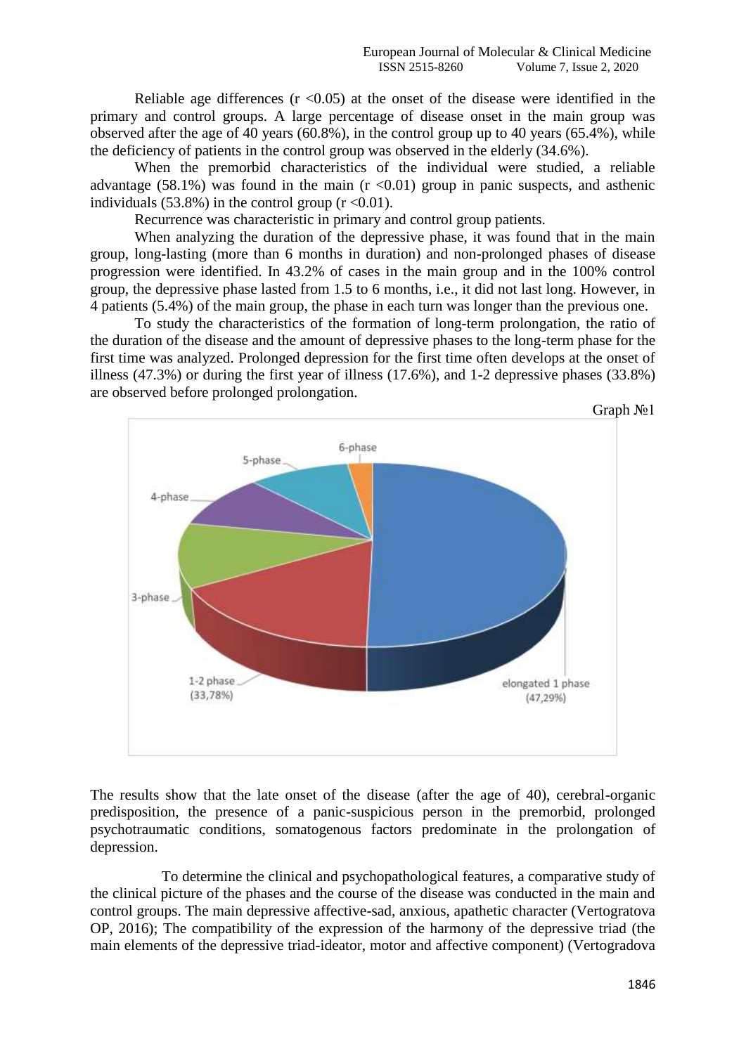Reliable age differences ($r < 0.05$) at the onset of the disease were identified in the primary and control groups. A large percentage of disease onset in the main group was observed after the age of 40 years (60.8%), in the control group up to 40 years (65.4%), while the deficiency of patients in the control group was observed in the elderly (34.6%).

When the premorbid characteristics of the individual were studied, a reliable advantage (58.1%) was found in the main ($r < 0.01$) group in panic suspects, and asthenic individuals (53.8%) in the control group ($r < 0.01$).

Recurrence was characteristic in primary and control group patients.

When analyzing the duration of the depressive phase, it was found that in the main group, long-lasting (more than 6 months in duration) and non-prolonged phases of disease progression were identified. In 43.2% of cases in the main group and in the 100% control group, the depressive phase lasted from 1.5 to 6 months, i.e., it did not last long. However, in 4 patients (5.4%) of the main group, the phase in each turn was longer than the previous one.

To study the characteristics of the formation of long-term prolongation, the ratio of the duration of the disease and the amount of depressive phases to the long-term phase for the first time was analyzed. Prolonged depression for the first time often develops at the onset of illness (47.3%) or during the first year of illness (17.6%), and 1-2 depressive phases (33.8%) are observed before prolonged prolongation.

Graph №1

6-phase
5-phase
4-phase
3-phase
1-2 phase (33,78%)
elongated 1 phase (47,29%)

The results show that the late onset of the disease (after the age of 40), cerebral-organic predisposition, the presence of a panic-suspicious person in the premorbid, prolonged psychotraumatic conditions, somatogenous factors predominate in the prolongation of depression.

To determine the clinical and psychopathological features, a comparative study of the clinical picture of the phases and the course of the disease was conducted in the main and control groups. The main depressive affective-sad, anxious, apathetic character (Vertogratova OP, 2016); The compatibility of the expression of the harmony of the depressive triad (the main elements of the depressive triad-ideator, motor and affective component) (Vertogradova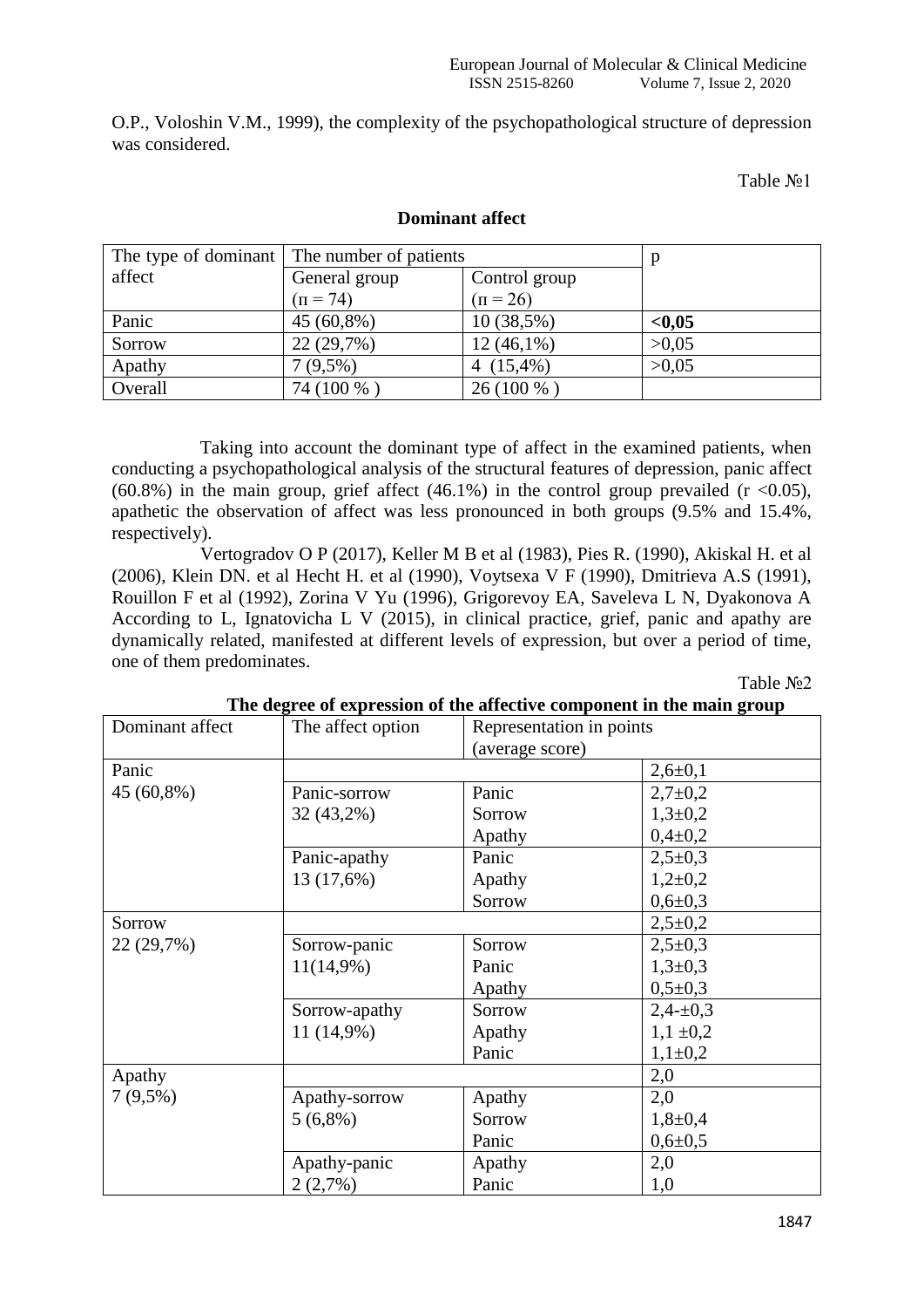O.P., Voloshin V.M., 1999), the complexity of the psychopathological structure of depression was considered.

Table №1

**Dominant affect**

| The type of dominant affect | The number of patients | | p |
|---|---|---|---|
| | General group (п = 74) | Control group (п = 26) | |
| Panic | 45 (60,8%) | 10 (38,5%) | **<0,05** |
| Sorrow | 22 (29,7%) | 12 (46,1%) | >0,05 |
| Apathy | 7 (9,5%) | 4 (15,4%) | >0,05 |
| Overall | 74 (100 % ) | 26 (100 % ) | |

Taking into account the dominant type of affect in the examined patients, when conducting a psychopathological analysis of the structural features of depression, panic affect (60.8%) in the main group, grief affect (46.1%) in the control group prevailed (r <0.05), apathetic the observation of affect was less pronounced in both groups (9.5% and 15.4%, respectively).

Vertogradov O P (2017), Keller M B et al (1983), Pies R. (1990), Akiskal H. et al (2006), Klein DN. et al Hecht H. et al (1990), Voytsexa V F (1990), Dmitrieva A.S (1991), Rouillon F et al (1992), Zorina V Yu (1996), Grigorevoy EA, Saveleva L N, Dyakonova A According to L, Ignatovicha L V (2015), in clinical practice, grief, panic and apathy are dynamically related, manifested at different levels of expression, but over a period of time, one of them predominates.

Table №2

**The degree of expression of the affective component in the main group**

| Dominant affect | The affect option | Representation in points (average score) | |
|---|---|---|---|
| Panic 45 (60,8%) | | | 2,6±0,1 |
| | Panic-sorrow 32 (43,2%) | Panic | 2,7±0,2 |
| | | Sorrow | 1,3±0,2 |
| | | Apathy | 0,4±0,2 |
| | Panic-apathy 13 (17,6%) | Panic | 2,5±0,3 |
| | | Apathy | 1,2±0,2 |
| | | Sorrow | 0,6±0,3 |
| Sorrow 22 (29,7%) | | | 2,5±0,2 |
| | Sorrow-panic 11(14,9%) | Sorrow | 2,5±0,3 |
| | | Panic | 1,3±0,3 |
| | | Apathy | 0,5±0,3 |
| | Sorrow-apathy 11 (14,9%) | Sorrow | 2,4-±0,3 |
| | | Apathy | 1,1 ±0,2 |
| | | Panic | 1,1±0,2 |
| Apathy 7 (9,5%) | | | 2,0 |
| | Apathy-sorrow 5 (6,8%) | Apathy | 2,0 |
| | | Sorrow | 1,8±0,4 |
| | | Panic | 0,6±0,5 |
| | Apathy-panic 2 (2,7%) | Apathy | 2,0 |
| | | Panic | 1,0 |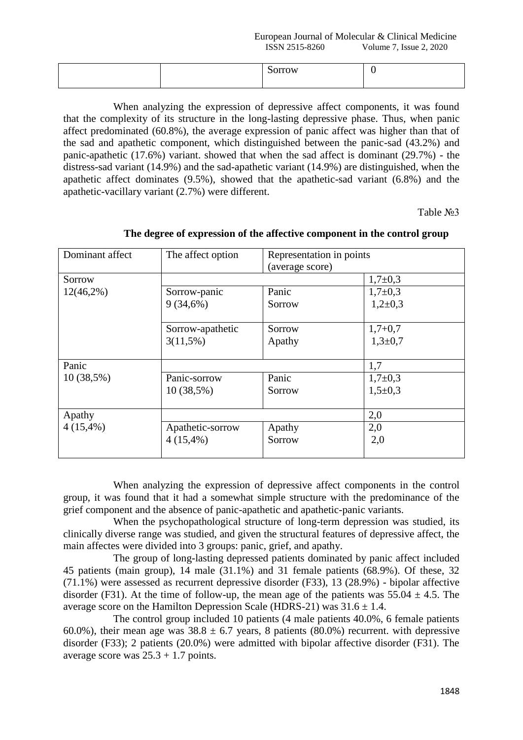| | | Sorrow | 0 |
|---|---|---|---|

When analyzing the expression of depressive affect components, it was found that the complexity of its structure in the long-lasting depressive phase. Thus, when panic affect predominated (60.8%), the average expression of panic affect was higher than that of the sad and apathetic component, which distinguished between the panic-sad (43.2%) and panic-apathetic (17.6%) variant. showed that when the sad affect is dominant (29.7%) - the distress-sad variant (14.9%) and the sad-apathetic variant (14.9%) are distinguished, when the apathetic affect dominates (9.5%), showed that the apathetic-sad variant (6.8%) and the apathetic-vacillary variant (2.7%) were different.

Table №3

**The degree of expression of the affective component in the control group**

| Dominant affect | The affect option | Representation in points (average score) | |
|---|---|---|---|
| Sorrow 12(46,2%) | | | 1,7±0,3 |
| | Sorrow-panic 9 (34,6%) | Panic<br>Sorrow | 1,7±0,3<br>1,2±0,3 |
| | Sorrow-apathetic 3(11,5%) | Sorrow<br>Apathy | 1,7+0,7<br>1,3±0,7 |
| Panic 10 (38,5%) | | | 1,7 |
| | Panic-sorrow 10 (38,5%) | Panic<br>Sorrow | 1,7±0,3<br>1,5±0,3 |
| Apathy 4 (15,4%) | | | 2,0 |
| | Apathetic-sorrow 4 (15,4%) | Apathy<br>Sorrow | 2,0<br>2,0 |

When analyzing the expression of depressive affect components in the control group, it was found that it had a somewhat simple structure with the predominance of the grief component and the absence of panic-apathetic and apathetic-panic variants.

When the psychopathological structure of long-term depression was studied, its clinically diverse range was studied, and given the structural features of depressive affect, the main affectes were divided into 3 groups: panic, grief, and apathy.

The group of long-lasting depressed patients dominated by panic affect included 45 patients (main group), 14 male (31.1%) and 31 female patients (68.9%). Of these, 32 (71.1%) were assessed as recurrent depressive disorder (F33), 13 (28.9%) - bipolar affective disorder (F31). At the time of follow-up, the mean age of the patients was $55.04 \pm 4.5$. The average score on the Hamilton Depression Scale (HDRS-21) was $31.6 \pm 1.4$.

The control group included 10 patients (4 male patients 40.0%, 6 female patients 60.0%), their mean age was $38.8 \pm 6.7$ years, 8 patients (80.0%) recurrent. with depressive disorder (F33); 2 patients (20.0%) were admitted with bipolar affective disorder (F31). The average score was $25.3 + 1.7$ points.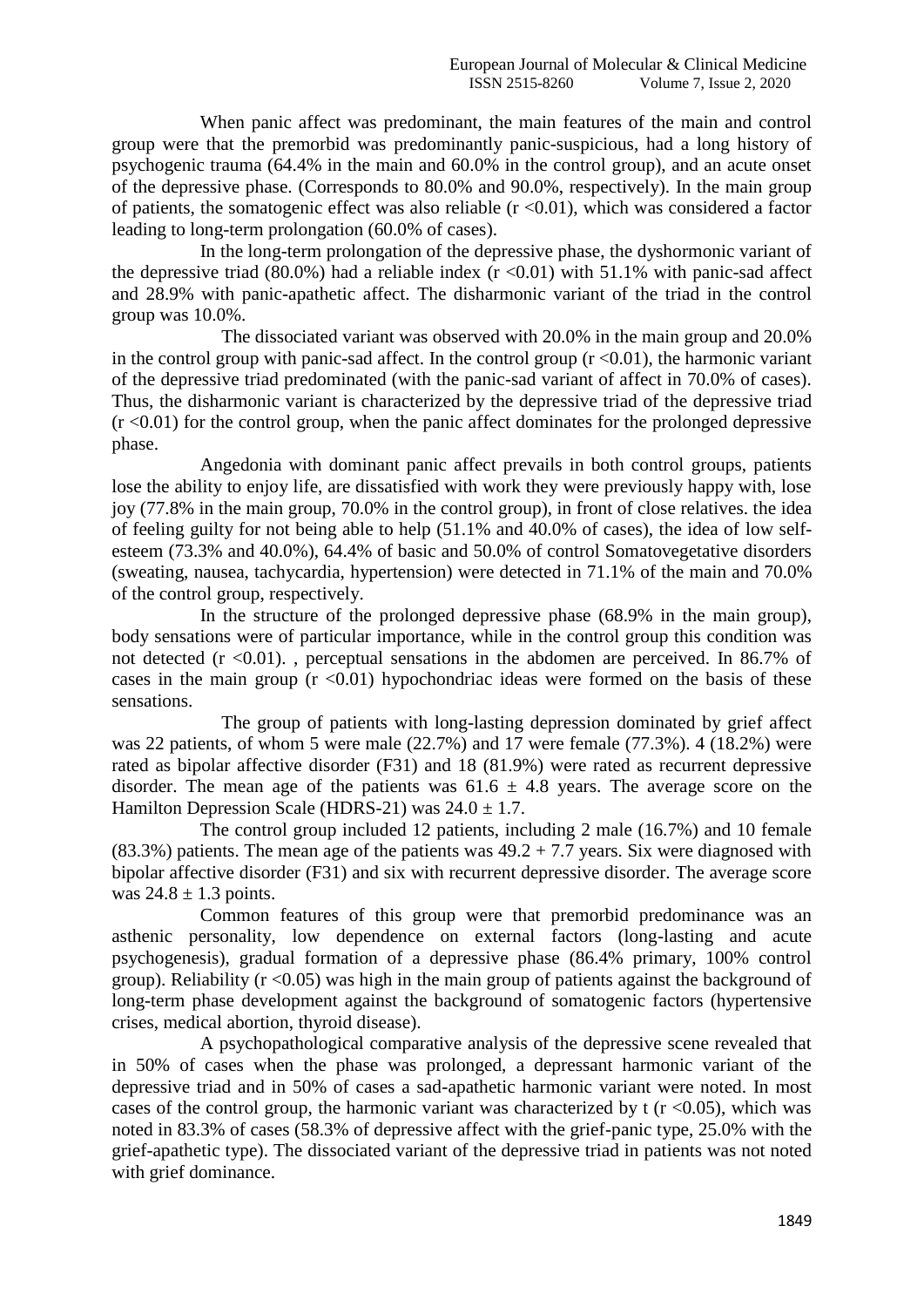When panic affect was predominant, the main features of the main and control group were that the premorbid was predominantly panic-suspicious, had a long history of psychogenic trauma (64.4% in the main and 60.0% in the control group), and an acute onset of the depressive phase. (Corresponds to 80.0% and 90.0%, respectively). In the main group of patients, the somatogenic effect was also reliable ($r < 0.01$), which was considered a factor leading to long-term prolongation (60.0% of cases).

In the long-term prolongation of the depressive phase, the dyshormonic variant of the depressive triad (80.0%) had a reliable index ($r < 0.01$) with 51.1% with panic-sad affect and 28.9% with panic-apathetic affect. The disharmonic variant of the triad in the control group was 10.0%.

The dissociated variant was observed with 20.0% in the main group and 20.0% in the control group with panic-sad affect. In the control group ($r < 0.01$), the harmonic variant of the depressive triad predominated (with the panic-sad variant of affect in 70.0% of cases). Thus, the disharmonic variant is characterized by the depressive triad of the depressive triad ($r < 0.01$) for the control group, when the panic affect dominates for the prolonged depressive phase.

Angedonia with dominant panic affect prevails in both control groups, patients lose the ability to enjoy life, are dissatisfied with work they were previously happy with, lose joy (77.8% in the main group, 70.0% in the control group), in front of close relatives. the idea of feeling guilty for not being able to help (51.1% and 40.0% of cases), the idea of low self-esteem (73.3% and 40.0%), 64.4% of basic and 50.0% of control Somatovegetative disorders (sweating, nausea, tachycardia, hypertension) were detected in 71.1% of the main and 70.0% of the control group, respectively.

In the structure of the prolonged depressive phase (68.9% in the main group), body sensations were of particular importance, while in the control group this condition was not detected ($r < 0.01$). , perceptual sensations in the abdomen are perceived. In 86.7% of cases in the main group ($r < 0.01$) hypochondriac ideas were formed on the basis of these sensations.

The group of patients with long-lasting depression dominated by grief affect was 22 patients, of whom 5 were male (22.7%) and 17 were female (77.3%). 4 (18.2%) were rated as bipolar affective disorder (F31) and 18 (81.9%) were rated as recurrent depressive disorder. The mean age of the patients was $61.6 \pm 4.8$ years. The average score on the Hamilton Depression Scale (HDRS-21) was $24.0 \pm 1.7$.

The control group included 12 patients, including 2 male (16.7%) and 10 female (83.3%) patients. The mean age of the patients was $49.2 + 7.7$ years. Six were diagnosed with bipolar affective disorder (F31) and six with recurrent depressive disorder. The average score was $24.8 \pm 1.3$ points.

Common features of this group were that premorbid predominance was an asthenic personality, low dependence on external factors (long-lasting and acute psychogenesis), gradual formation of a depressive phase (86.4% primary, 100% control group). Reliability ($r < 0.05$) was high in the main group of patients against the background of long-term phase development against the background of somatogenic factors (hypertensive crises, medical abortion, thyroid disease).

A psychopathological comparative analysis of the depressive scene revealed that in 50% of cases when the phase was prolonged, a depressant harmonic variant of the depressive triad and in 50% of cases a sad-apathetic harmonic variant were noted. In most cases of the control group, the harmonic variant was characterized by t ($r < 0.05$), which was noted in 83.3% of cases (58.3% of depressive affect with the grief-panic type, 25.0% with the grief-apathetic type). The dissociated variant of the depressive triad in patients was not noted with grief dominance.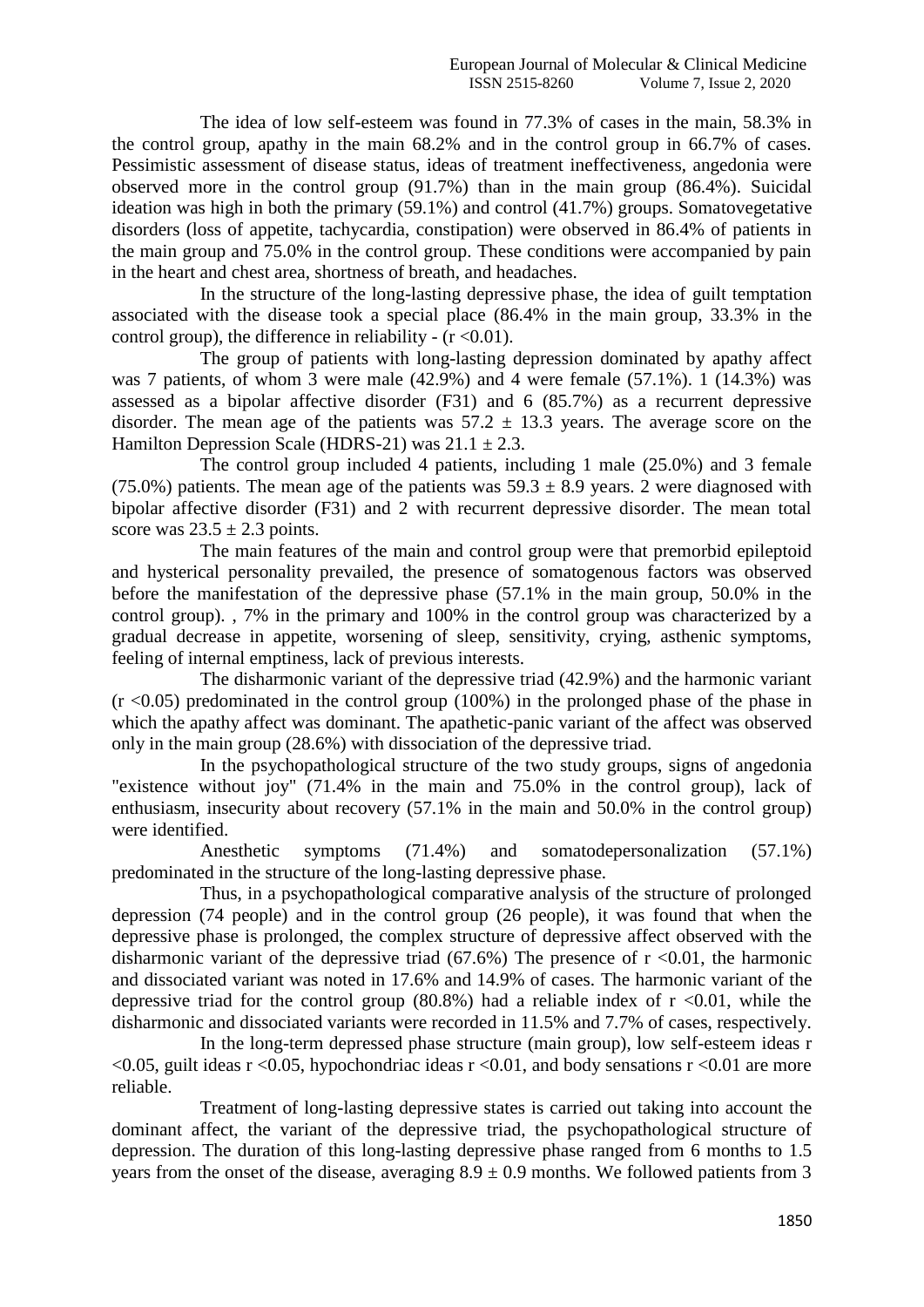The idea of low self-esteem was found in 77.3% of cases in the main, 58.3% in the control group, apathy in the main 68.2% and in the control group in 66.7% of cases. Pessimistic assessment of disease status, ideas of treatment ineffectiveness, angedonia were observed more in the control group (91.7%) than in the main group (86.4%). Suicidal ideation was high in both the primary (59.1%) and control (41.7%) groups. Somatovegetative disorders (loss of appetite, tachycardia, constipation) were observed in 86.4% of patients in the main group and 75.0% in the control group. These conditions were accompanied by pain in the heart and chest area, shortness of breath, and headaches.

In the structure of the long-lasting depressive phase, the idea of guilt temptation associated with the disease took a special place (86.4% in the main group, 33.3% in the control group), the difference in reliability - ($r < 0.01$).

The group of patients with long-lasting depression dominated by apathy affect was 7 patients, of whom 3 were male (42.9%) and 4 were female (57.1%). 1 (14.3%) was assessed as a bipolar affective disorder (F31) and 6 (85.7%) as a recurrent depressive disorder. The mean age of the patients was $57.2 \pm 13.3$ years. The average score on the Hamilton Depression Scale (HDRS-21) was $21.1 \pm 2.3$.

The control group included 4 patients, including 1 male (25.0%) and 3 female (75.0%) patients. The mean age of the patients was $59.3 \pm 8.9$ years. 2 were diagnosed with bipolar affective disorder (F31) and 2 with recurrent depressive disorder. The mean total score was $23.5 \pm 2.3$ points.

The main features of the main and control group were that premorbid epileptoid and hysterical personality prevailed, the presence of somatogenous factors was observed before the manifestation of the depressive phase (57.1% in the main group, 50.0% in the control group). , 7% in the primary and 100% in the control group was characterized by a gradual decrease in appetite, worsening of sleep, sensitivity, crying, asthenic symptoms, feeling of internal emptiness, lack of previous interests.

The disharmonic variant of the depressive triad (42.9%) and the harmonic variant ($r < 0.05$) predominated in the control group (100%) in the prolonged phase of the phase in which the apathy affect was dominant. The apathetic-panic variant of the affect was observed only in the main group (28.6%) with dissociation of the depressive triad.

In the psychopathological structure of the two study groups, signs of angedonia "existence without joy" (71.4% in the main and 75.0% in the control group), lack of enthusiasm, insecurity about recovery (57.1% in the main and 50.0% in the control group) were identified.

Anesthetic symptoms (71.4%) and somatodepersonalization (57.1%) predominated in the structure of the long-lasting depressive phase.

Thus, in a psychopathological comparative analysis of the structure of prolonged depression (74 people) and in the control group (26 people), it was found that when the depressive phase is prolonged, the complex structure of depressive affect observed with the disharmonic variant of the depressive triad (67.6%) The presence of $r < 0.01$, the harmonic and dissociated variant was noted in 17.6% and 14.9% of cases. The harmonic variant of the depressive triad for the control group (80.8%) had a reliable index of $r < 0.01$, while the disharmonic and dissociated variants were recorded in 11.5% and 7.7% of cases, respectively.

In the long-term depressed phase structure (main group), low self-esteem ideas $r < 0.05$, guilt ideas $r < 0.05$, hypochondriac ideas $r < 0.01$, and body sensations $r < 0.01$ are more reliable.

Treatment of long-lasting depressive states is carried out taking into account the dominant affect, the variant of the depressive triad, the psychopathological structure of depression. The duration of this long-lasting depressive phase ranged from 6 months to 1.5 years from the onset of the disease, averaging $8.9 \pm 0.9$ months. We followed patients from 3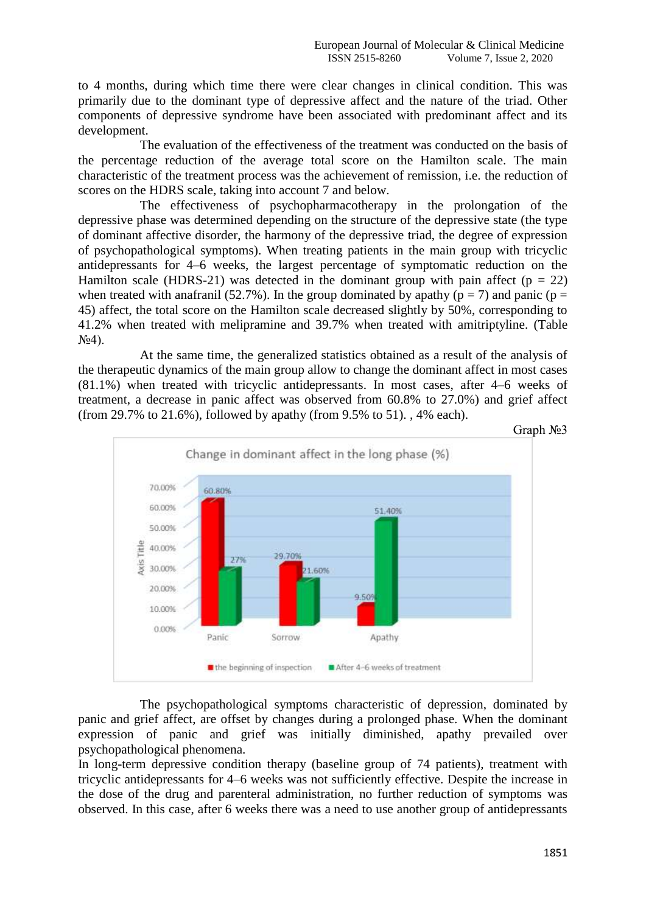to 4 months, during which time there were clear changes in clinical condition. This was primarily due to the dominant type of depressive affect and the nature of the triad. Other components of depressive syndrome have been associated with predominant affect and its development.

The evaluation of the effectiveness of the treatment was conducted on the basis of the percentage reduction of the average total score on the Hamilton scale. The main characteristic of the treatment process was the achievement of remission, i.e. the reduction of scores on the HDRS scale, taking into account 7 and below.

The effectiveness of psychopharmacotherapy in the prolongation of the depressive phase was determined depending on the structure of the depressive state (the type of dominant affective disorder, the harmony of the depressive triad, the degree of expression of psychopathological symptoms). When treating patients in the main group with tricyclic antidepressants for 4–6 weeks, the largest percentage of symptomatic reduction on the Hamilton scale (HDRS-21) was detected in the dominant group with pain affect (p = 22) when treated with anafranil (52.7%). In the group dominated by apathy (p = 7) and panic (p = 45) affect, the total score on the Hamilton scale decreased slightly by 50%, corresponding to 41.2% when treated with melipramine and 39.7% when treated with amitriptyline. (Table №4).

At the same time, the generalized statistics obtained as a result of the analysis of the therapeutic dynamics of the main group allow to change the dominant affect in most cases (81.1%) when treated with tricyclic antidepressants. In most cases, after 4–6 weeks of treatment, a decrease in panic affect was observed from 60.8% to 27.0%) and grief affect (from 29.7% to 21.6%), followed by apathy (from 9.5% to 51). , 4% each).

Graph №3

Change in dominant affect in the long phase (%)

| | the beginning of inspection | After 4–6 weeks of treatment |
|---|---|---|
| Panic | 60.80% | 27% |
| Sorrow | 29.70% | 21.60% |
| Apathy | 9.50% | 51.40% |

The psychopathological symptoms characteristic of depression, dominated by panic and grief affect, are offset by changes during a prolonged phase. When the dominant expression of panic and grief was initially diminished, apathy prevailed over psychopathological phenomena.

In long-term depressive condition therapy (baseline group of 74 patients), treatment with tricyclic antidepressants for 4–6 weeks was not sufficiently effective. Despite the increase in the dose of the drug and parenteral administration, no further reduction of symptoms was observed. In this case, after 6 weeks there was a need to use another group of antidepressants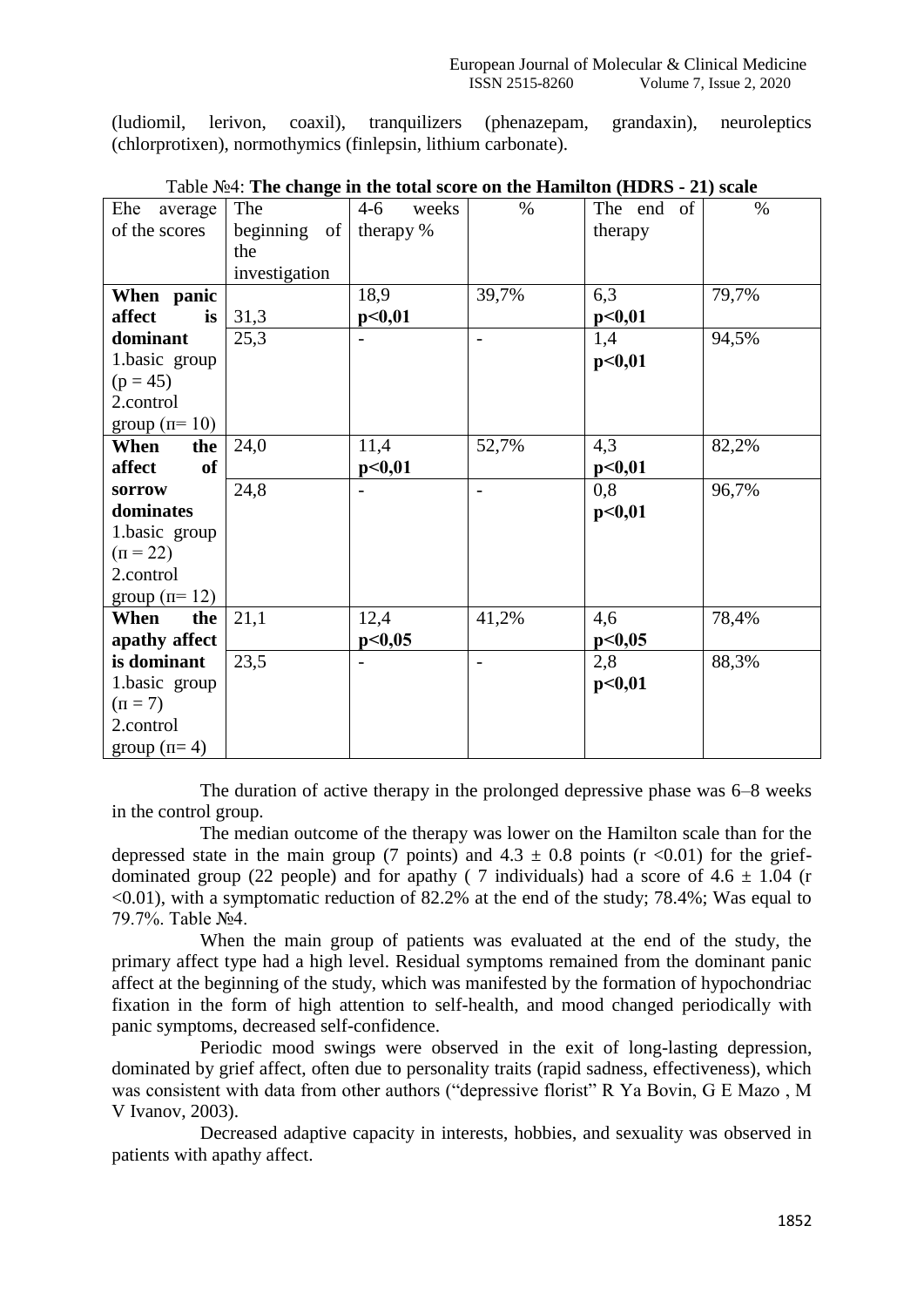(ludiomil, lerivon, coaxil), tranquilizers (phenazepam, grandaxin), neuroleptics (chlorprotixen), normothymics (finlepsin, lithium carbonate).

Table №4: **The change in the total score on the Hamilton (HDRS - 21) scale**

| Ehe average of the scores | The beginning of the investigation | 4-6 weeks therapy % | % | The end of therapy | % |
|---|---|---|---|---|---|
| **When panic affect is dominant** 1.basic group (p = 45) | 31,3 | 18,9 **p<0,01** | 39,7% | 6,3 **p<0,01** | 79,7% |
| 2.control group (п= 10) | 25,3 | - | - | 1,4 **p<0,01** | 94,5% |
| **When the affect of sorrow dominates** 1.basic group (п = 22) | 24,0 | 11,4 **p<0,01** | 52,7% | 4,3 **p<0,01** | 82,2% |
| 2.control group (п= 12) | 24,8 | - | - | 0,8 **p<0,01** | 96,7% |
| **When the apathy affect is dominant** 1.basic group (п = 7) | 21,1 | 12,4 **p<0,05** | 41,2% | 4,6 **p<0,05** | 78,4% |
| 2.control group (п= 4) | 23,5 | - | - | 2,8 **p<0,01** | 88,3% |

The duration of active therapy in the prolonged depressive phase was 6–8 weeks in the control group.

The median outcome of the therapy was lower on the Hamilton scale than for the depressed state in the main group (7 points) and $4.3 \pm 0.8$ points (r <0.01) for the grief-dominated group (22 people) and for apathy ( 7 individuals) had a score of $4.6 \pm 1.04$ (r <0.01), with a symptomatic reduction of 82.2% at the end of the study; 78.4%; Was equal to 79.7%. Table №4.

When the main group of patients was evaluated at the end of the study, the primary affect type had a high level. Residual symptoms remained from the dominant panic affect at the beginning of the study, which was manifested by the formation of hypochondriac fixation in the form of high attention to self-health, and mood changed periodically with panic symptoms, decreased self-confidence.

Periodic mood swings were observed in the exit of long-lasting depression, dominated by grief affect, often due to personality traits (rapid sadness, effectiveness), which was consistent with data from other authors ("depressive florist" R Ya Bovin, G E Mazo , M V Ivanov, 2003).

Decreased adaptive capacity in interests, hobbies, and sexuality was observed in patients with apathy affect.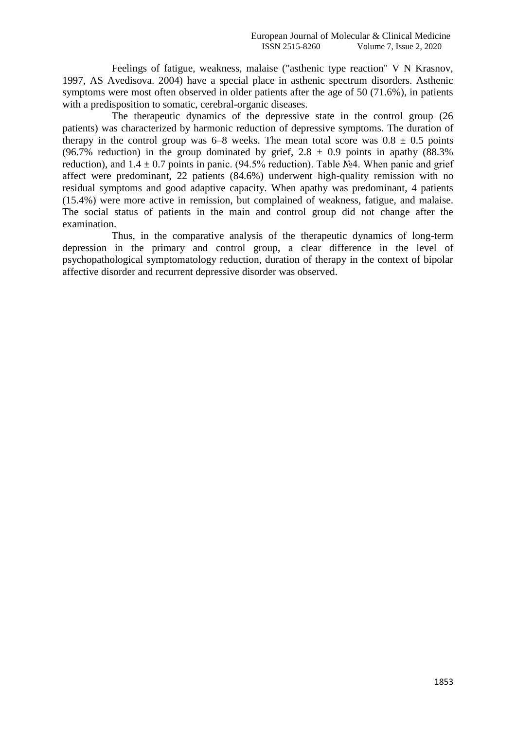Feelings of fatigue, weakness, malaise ("asthenic type reaction" V N Krasnov, 1997, AS Avedisova. 2004) have a special place in asthenic spectrum disorders. Asthenic symptoms were most often observed in older patients after the age of 50 (71.6%), in patients with a predisposition to somatic, cerebral-organic diseases.

The therapeutic dynamics of the depressive state in the control group (26 patients) was characterized by harmonic reduction of depressive symptoms. The duration of therapy in the control group was 6–8 weeks. The mean total score was $0.8 \pm 0.5$ points (96.7% reduction) in the group dominated by grief, $2.8 \pm 0.9$ points in apathy (88.3% reduction), and $1.4 \pm 0.7$ points in panic. (94.5% reduction). Table №4. When panic and grief affect were predominant, 22 patients (84.6%) underwent high-quality remission with no residual symptoms and good adaptive capacity. When apathy was predominant, 4 patients (15.4%) were more active in remission, but complained of weakness, fatigue, and malaise. The social status of patients in the main and control group did not change after the examination.

Thus, in the comparative analysis of the therapeutic dynamics of long-term depression in the primary and control group, a clear difference in the level of psychopathological symptomatology reduction, duration of therapy in the context of bipolar affective disorder and recurrent depressive disorder was observed.